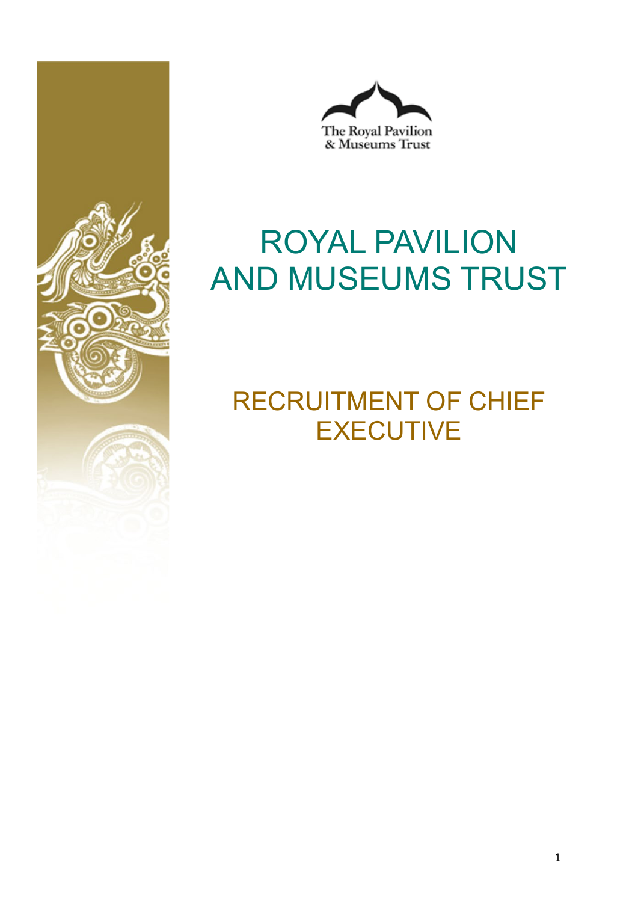The Royal Pavilion
& Museums Trust

# ROYAL PAVILION AND MUSEUMS TRUST

## RECRUITMENT OF CHIEF EXECUTIVE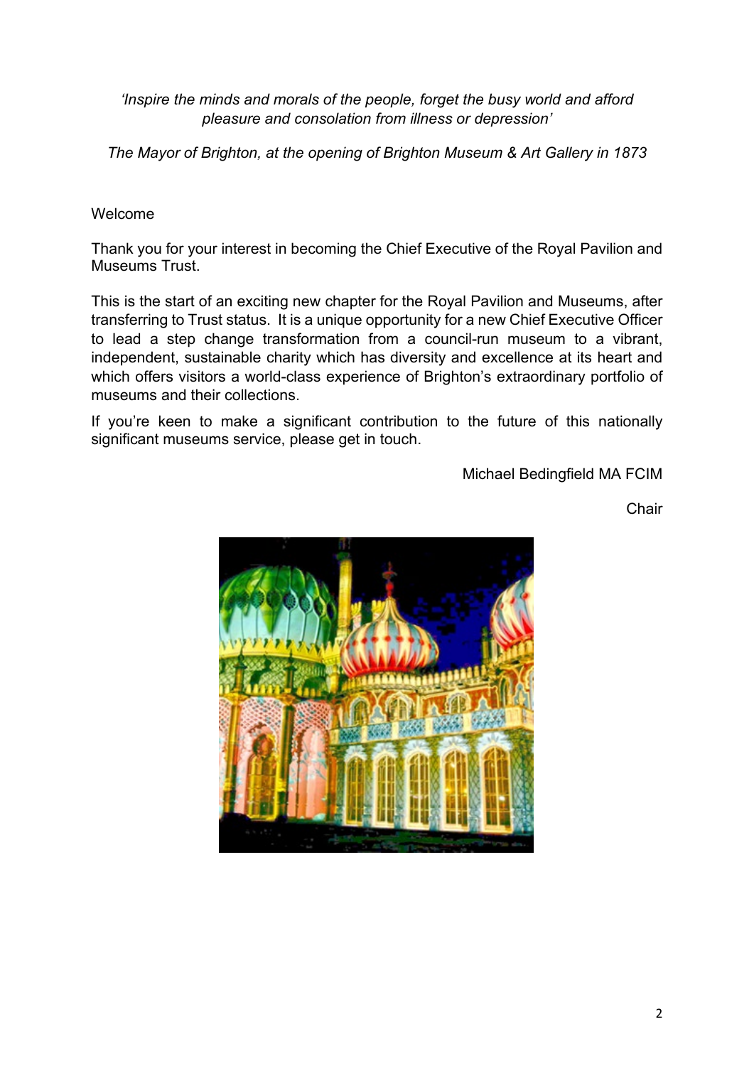*'Inspire the minds and morals of the people, forget the busy world and afford pleasure and consolation from illness or depression'*

*The Mayor of Brighton, at the opening of Brighton Museum & Art Gallery in 1873*

Welcome

Thank you for your interest in becoming the Chief Executive of the Royal Pavilion and Museums Trust.

This is the start of an exciting new chapter for the Royal Pavilion and Museums, after transferring to Trust status. It is a unique opportunity for a new Chief Executive Officer to lead a step change transformation from a council-run museum to a vibrant, independent, sustainable charity which has diversity and excellence at its heart and which offers visitors a world-class experience of Brighton's extraordinary portfolio of museums and their collections.

If you're keen to make a significant contribution to the future of this nationally significant museums service, please get in touch.

Michael Bedingfield MA FCIM

Chair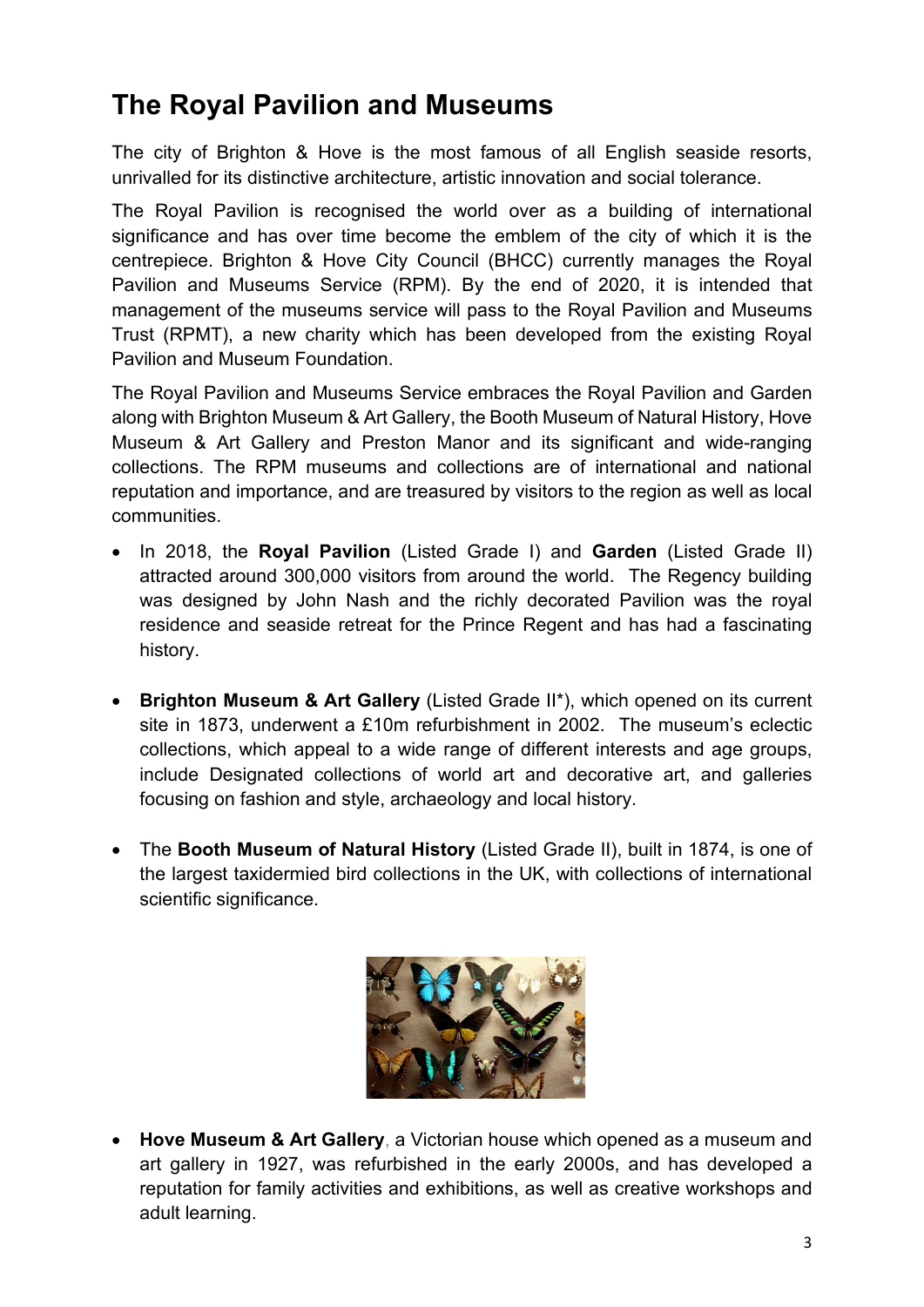# The Royal Pavilion and Museums

The city of Brighton & Hove is the most famous of all English seaside resorts, unrivalled for its distinctive architecture, artistic innovation and social tolerance.

The Royal Pavilion is recognised the world over as a building of international significance and has over time become the emblem of the city of which it is the centrepiece. Brighton & Hove City Council (BHCC) currently manages the Royal Pavilion and Museums Service (RPM). By the end of 2020, it is intended that management of the museums service will pass to the Royal Pavilion and Museums Trust (RPMT), a new charity which has been developed from the existing Royal Pavilion and Museum Foundation.

The Royal Pavilion and Museums Service embraces the Royal Pavilion and Garden along with Brighton Museum & Art Gallery, the Booth Museum of Natural History, Hove Museum & Art Gallery and Preston Manor and its significant and wide-ranging collections. The RPM museums and collections are of international and national reputation and importance, and are treasured by visitors to the region as well as local communities.

- In 2018, the **Royal Pavilion** (Listed Grade I) and **Garden** (Listed Grade II) attracted around 300,000 visitors from around the world. The Regency building was designed by John Nash and the richly decorated Pavilion was the royal residence and seaside retreat for the Prince Regent and has had a fascinating history.

- **Brighton Museum & Art Gallery** (Listed Grade II*), which opened on its current site in 1873, underwent a £10m refurbishment in 2002. The museum's eclectic collections, which appeal to a wide range of different interests and age groups, include Designated collections of world art and decorative art, and galleries focusing on fashion and style, archaeology and local history.

- The **Booth Museum of Natural History** (Listed Grade II), built in 1874, is one of the largest taxidermied bird collections in the UK, with collections of international scientific significance.

- **Hove Museum & Art Gallery**, a Victorian house which opened as a museum and art gallery in 1927, was refurbished in the early 2000s, and has developed a reputation for family activities and exhibitions, as well as creative workshops and adult learning.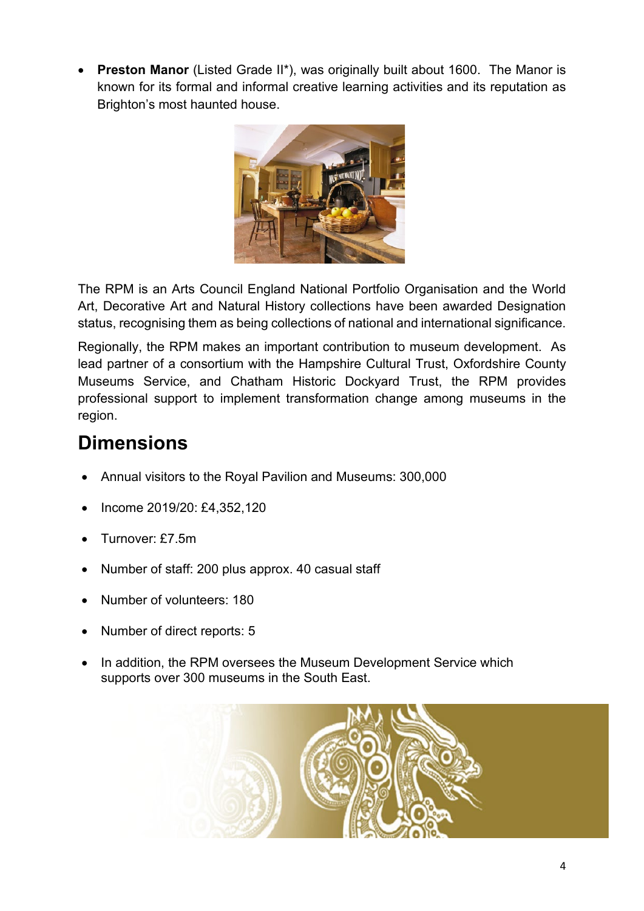- **Preston Manor** (Listed Grade II*), was originally built about 1600. The Manor is known for its formal and informal creative learning activities and its reputation as Brighton's most haunted house.

The RPM is an Arts Council England National Portfolio Organisation and the World Art, Decorative Art and Natural History collections have been awarded Designation status, recognising them as being collections of national and international significance.

Regionally, the RPM makes an important contribution to museum development. As lead partner of a consortium with the Hampshire Cultural Trust, Oxfordshire County Museums Service, and Chatham Historic Dockyard Trust, the RPM provides professional support to implement transformation change among museums in the region.

## Dimensions

- Annual visitors to the Royal Pavilion and Museums: 300,000
- Income 2019/20: £4,352,120
- Turnover: £7.5m
- Number of staff: 200 plus approx. 40 casual staff
- Number of volunteers: 180
- Number of direct reports: 5
- In addition, the RPM oversees the Museum Development Service which supports over 300 museums in the South East.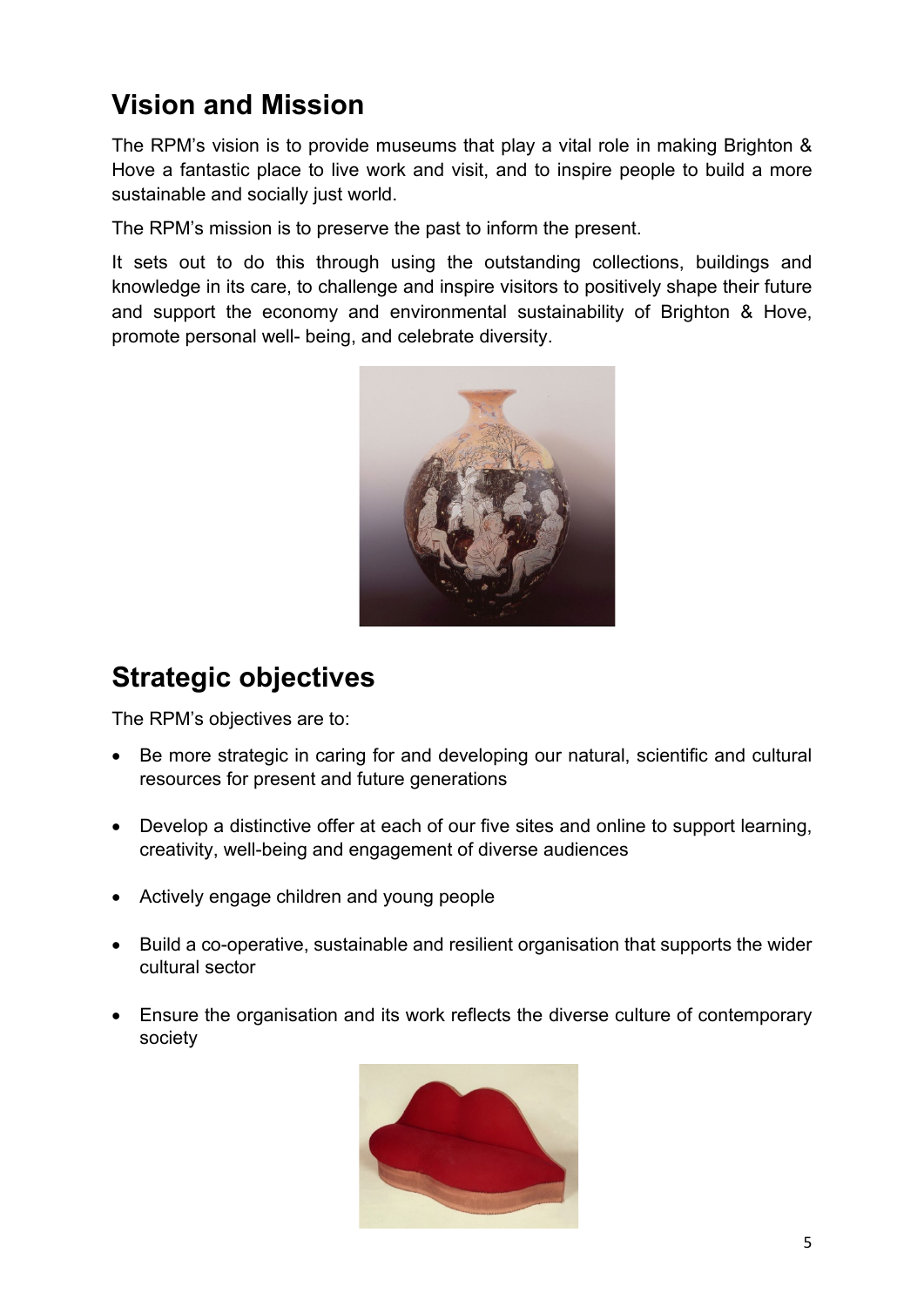## Vision and Mission

The RPM's vision is to provide museums that play a vital role in making Brighton & Hove a fantastic place to live work and visit, and to inspire people to build a more sustainable and socially just world.

The RPM's mission is to preserve the past to inform the present.

It sets out to do this through using the outstanding collections, buildings and knowledge in its care, to challenge and inspire visitors to positively shape their future and support the economy and environmental sustainability of Brighton & Hove, promote personal well- being, and celebrate diversity.

## Strategic objectives

The RPM's objectives are to:

- Be more strategic in caring for and developing our natural, scientific and cultural resources for present and future generations
- Develop a distinctive offer at each of our five sites and online to support learning, creativity, well-being and engagement of diverse audiences
- Actively engage children and young people
- Build a co-operative, sustainable and resilient organisation that supports the wider cultural sector
- Ensure the organisation and its work reflects the diverse culture of contemporary society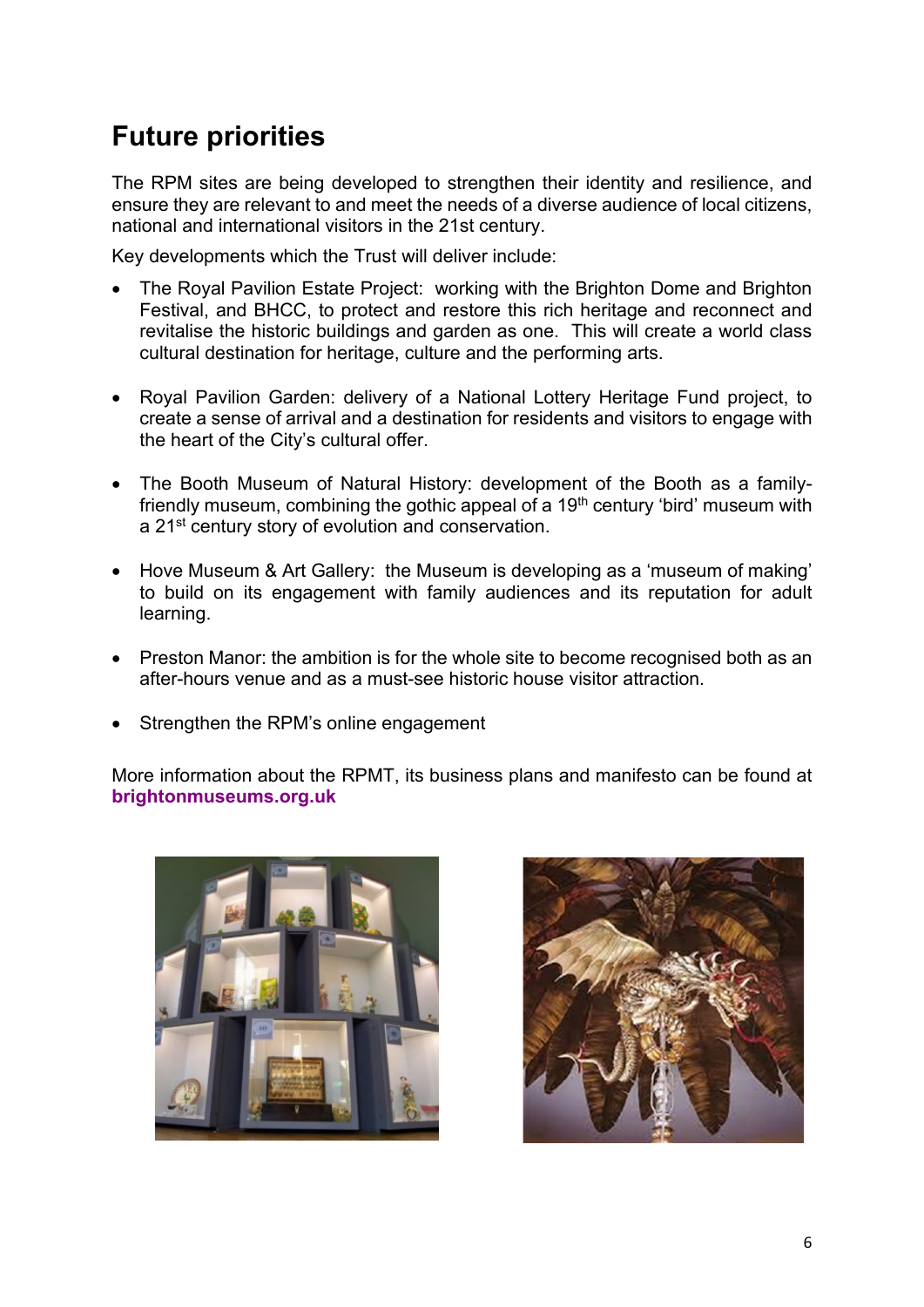## Future priorities

The RPM sites are being developed to strengthen their identity and resilience, and ensure they are relevant to and meet the needs of a diverse audience of local citizens, national and international visitors in the 21st century.

Key developments which the Trust will deliver include:

- The Royal Pavilion Estate Project: working with the Brighton Dome and Brighton Festival, and BHCC, to protect and restore this rich heritage and reconnect and revitalise the historic buildings and garden as one. This will create a world class cultural destination for heritage, culture and the performing arts.

- Royal Pavilion Garden: delivery of a National Lottery Heritage Fund project, to create a sense of arrival and a destination for residents and visitors to engage with the heart of the City's cultural offer.

- The Booth Museum of Natural History: development of the Booth as a family-friendly museum, combining the gothic appeal of a 19th century 'bird' museum with a 21st century story of evolution and conservation.

- Hove Museum & Art Gallery: the Museum is developing as a 'museum of making' to build on its engagement with family audiences and its reputation for adult learning.

- Preston Manor: the ambition is for the whole site to become recognised both as an after-hours venue and as a must-see historic house visitor attraction.

- Strengthen the RPM's online engagement

More information about the RPMT, its business plans and manifesto can be found at **brightonmuseums.org.uk**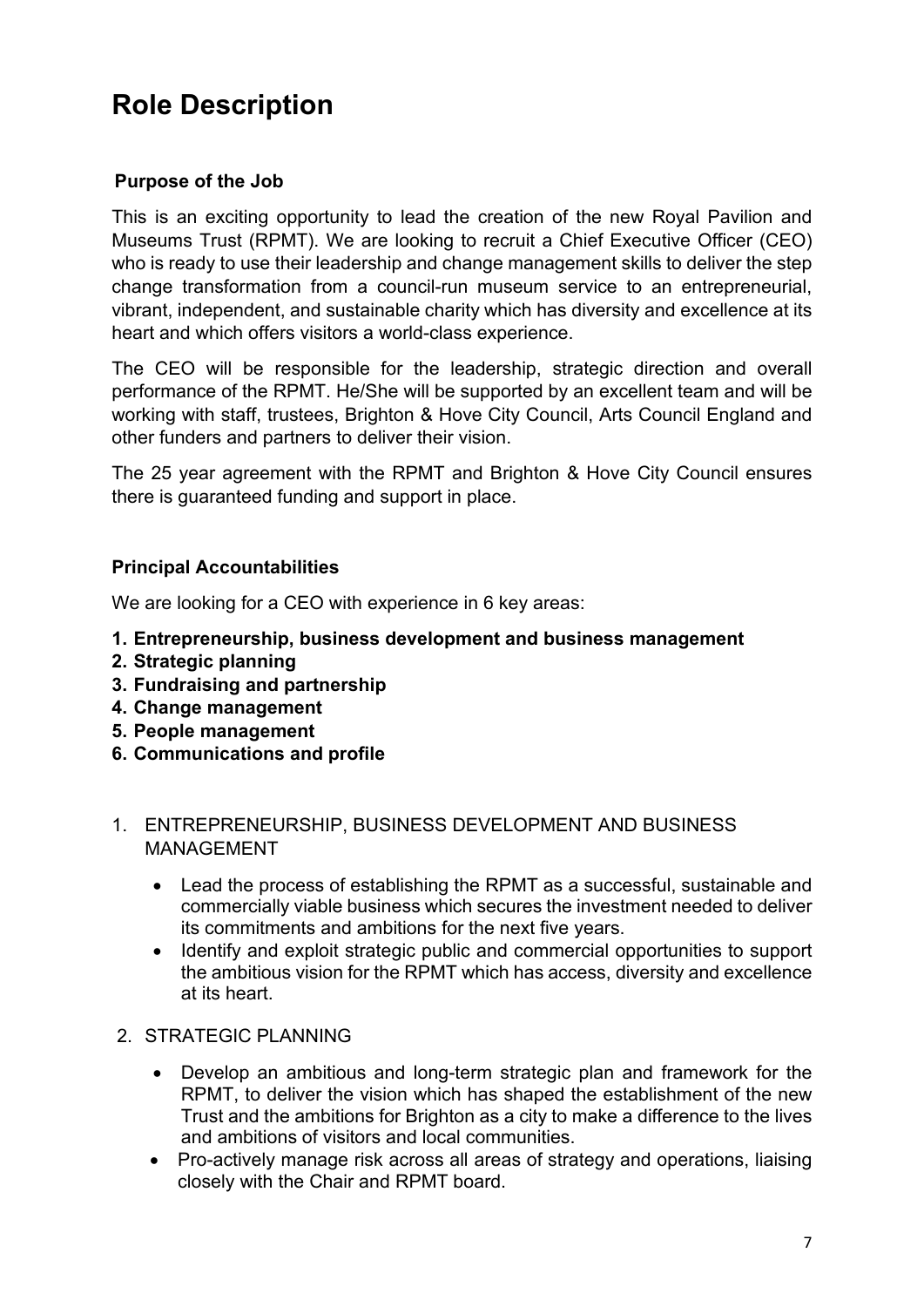# Role Description

### Purpose of the Job

This is an exciting opportunity to lead the creation of the new Royal Pavilion and Museums Trust (RPMT). We are looking to recruit a Chief Executive Officer (CEO) who is ready to use their leadership and change management skills to deliver the step change transformation from a council-run museum service to an entrepreneurial, vibrant, independent, and sustainable charity which has diversity and excellence at its heart and which offers visitors a world-class experience.

The CEO will be responsible for the leadership, strategic direction and overall performance of the RPMT. He/She will be supported by an excellent team and will be working with staff, trustees, Brighton & Hove City Council, Arts Council England and other funders and partners to deliver their vision.

The 25 year agreement with the RPMT and Brighton & Hove City Council ensures there is guaranteed funding and support in place.

### Principal Accountabilities

We are looking for a CEO with experience in 6 key areas:

1. **Entrepreneurship, business development and business management**
2. **Strategic planning**
3. **Fundraising and partnership**
4. **Change management**
5. **People management**
6. **Communications and profile**

1. ENTREPRENEURSHIP, BUSINESS DEVELOPMENT AND BUSINESS MANAGEMENT
   - Lead the process of establishing the RPMT as a successful, sustainable and commercially viable business which secures the investment needed to deliver its commitments and ambitions for the next five years.
   - Identify and exploit strategic public and commercial opportunities to support the ambitious vision for the RPMT which has access, diversity and excellence at its heart.

2. STRATEGIC PLANNING
   - Develop an ambitious and long-term strategic plan and framework for the RPMT, to deliver the vision which has shaped the establishment of the new Trust and the ambitions for Brighton as a city to make a difference to the lives and ambitions of visitors and local communities.
   - Pro-actively manage risk across all areas of strategy and operations, liaising closely with the Chair and RPMT board.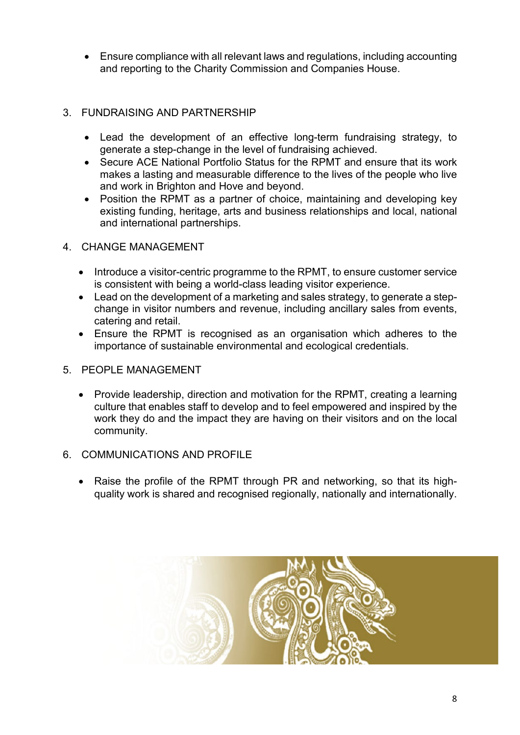- Ensure compliance with all relevant laws and regulations, including accounting and reporting to the Charity Commission and Companies House.

3. FUNDRAISING AND PARTNERSHIP

   - Lead the development of an effective long-term fundraising strategy, to generate a step-change in the level of fundraising achieved.
   - Secure ACE National Portfolio Status for the RPMT and ensure that its work makes a lasting and measurable difference to the lives of the people who live and work in Brighton and Hove and beyond.
   - Position the RPMT as a partner of choice, maintaining and developing key existing funding, heritage, arts and business relationships and local, national and international partnerships.

4. CHANGE MANAGEMENT

   - Introduce a visitor-centric programme to the RPMT, to ensure customer service is consistent with being a world-class leading visitor experience.
   - Lead on the development of a marketing and sales strategy, to generate a step-change in visitor numbers and revenue, including ancillary sales from events, catering and retail.
   - Ensure the RPMT is recognised as an organisation which adheres to the importance of sustainable environmental and ecological credentials.

5. PEOPLE MANAGEMENT

   - Provide leadership, direction and motivation for the RPMT, creating a learning culture that enables staff to develop and to feel empowered and inspired by the work they do and the impact they are having on their visitors and on the local community.

6. COMMUNICATIONS AND PROFILE

   - Raise the profile of the RPMT through PR and networking, so that its high-quality work is shared and recognised regionally, nationally and internationally.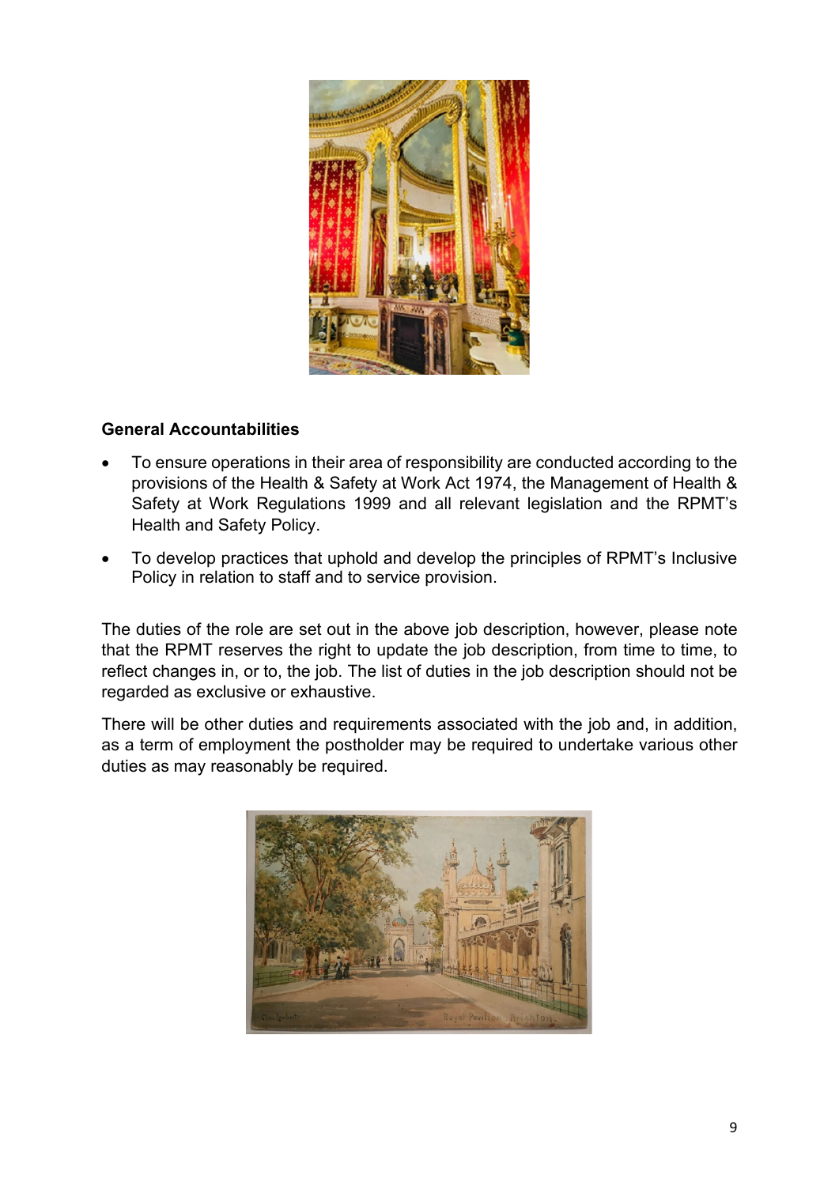**General Accountabilities**

- To ensure operations in their area of responsibility are conducted according to the provisions of the Health & Safety at Work Act 1974, the Management of Health & Safety at Work Regulations 1999 and all relevant legislation and the RPMT's Health and Safety Policy.
- To develop practices that uphold and develop the principles of RPMT's Inclusive Policy in relation to staff and to service provision.

The duties of the role are set out in the above job description, however, please note that the RPMT reserves the right to update the job description, from time to time, to reflect changes in, or to, the job. The list of duties in the job description should not be regarded as exclusive or exhaustive.

There will be other duties and requirements associated with the job and, in addition, as a term of employment the postholder may be required to undertake various other duties as may reasonably be required.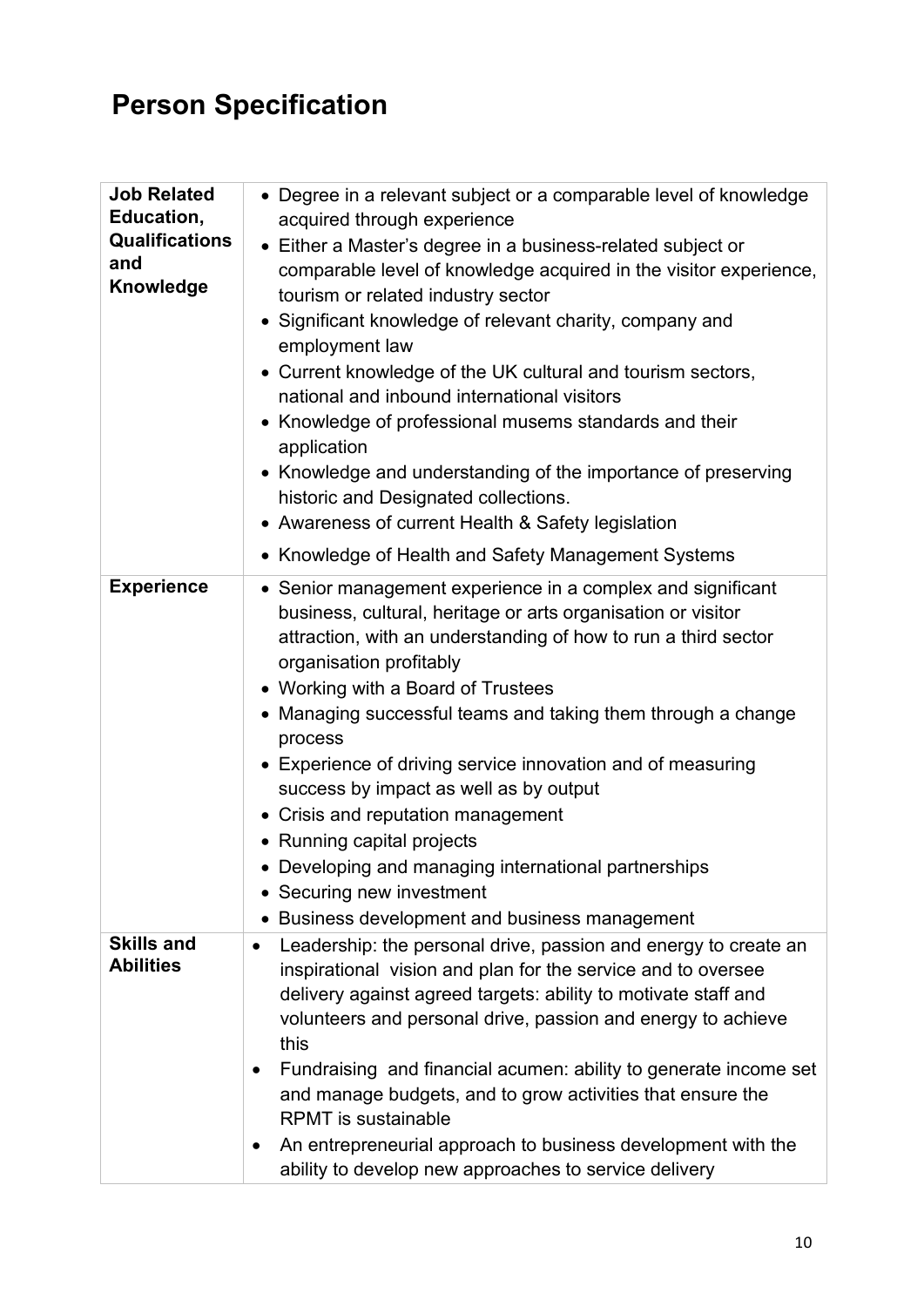# Person Specification

| | |
|---|---|
| **Job Related Education, Qualifications and Knowledge** | • Degree in a relevant subject or a comparable level of knowledge acquired through experience<br>• Either a Master's degree in a business-related subject or comparable level of knowledge acquired in the visitor experience, tourism or related industry sector<br>• Significant knowledge of relevant charity, company and employment law<br>• Current knowledge of the UK cultural and tourism sectors, national and inbound international visitors<br>• Knowledge of professional musems standards and their application<br>• Knowledge and understanding of the importance of preserving historic and Designated collections.<br>• Awareness of current Health & Safety legislation<br>• Knowledge of Health and Safety Management Systems |
| **Experience** | • Senior management experience in a complex and significant business, cultural, heritage or arts organisation or visitor attraction, with an understanding of how to run a third sector organisation profitably<br>• Working with a Board of Trustees<br>• Managing successful teams and taking them through a change process<br>• Experience of driving service innovation and of measuring success by impact as well as by output<br>• Crisis and reputation management<br>• Running capital projects<br>• Developing and managing international partnerships<br>• Securing new investment<br>• Business development and business management |
| **Skills and Abilities** | • Leadership: the personal drive, passion and energy to create an inspirational vision and plan for the service and to oversee delivery against agreed targets: ability to motivate staff and volunteers and personal drive, passion and energy to achieve this<br>• Fundraising and financial acumen: ability to generate income set and manage budgets, and to grow activities that ensure the RPMT is sustainable<br>• An entrepreneurial approach to business development with the ability to develop new approaches to service delivery |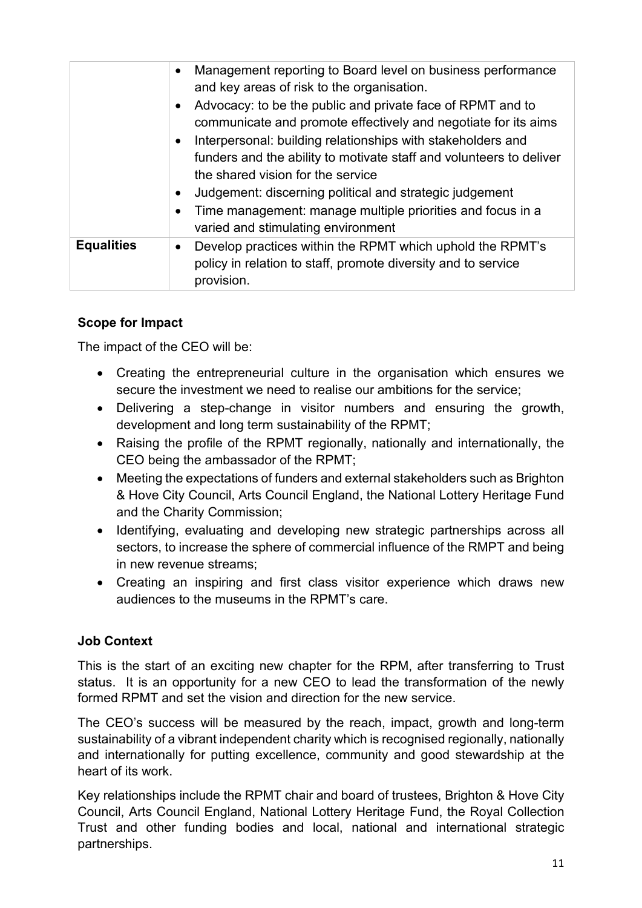| | |
|---|---|
| | • Management reporting to Board level on business performance and key areas of risk to the organisation.<br>• Advocacy: to be the public and private face of RPMT and to communicate and promote effectively and negotiate for its aims<br>• Interpersonal: building relationships with stakeholders and funders and the ability to motivate staff and volunteers to deliver the shared vision for the service<br>• Judgement: discerning political and strategic judgement<br>• Time management: manage multiple priorities and focus in a varied and stimulating environment |
| **Equalities** | • Develop practices within the RPMT which uphold the RPMT's policy in relation to staff, promote diversity and to service provision. |

**Scope for Impact**

The impact of the CEO will be:

- Creating the entrepreneurial culture in the organisation which ensures we secure the investment we need to realise our ambitions for the service;
- Delivering a step-change in visitor numbers and ensuring the growth, development and long term sustainability of the RPMT;
- Raising the profile of the RPMT regionally, nationally and internationally, the CEO being the ambassador of the RPMT;
- Meeting the expectations of funders and external stakeholders such as Brighton & Hove City Council, Arts Council England, the National Lottery Heritage Fund and the Charity Commission;
- Identifying, evaluating and developing new strategic partnerships across all sectors, to increase the sphere of commercial influence of the RMPT and being in new revenue streams;
- Creating an inspiring and first class visitor experience which draws new audiences to the museums in the RPMT's care.

**Job Context**

This is the start of an exciting new chapter for the RPM, after transferring to Trust status. It is an opportunity for a new CEO to lead the transformation of the newly formed RPMT and set the vision and direction for the new service.

The CEO's success will be measured by the reach, impact, growth and long-term sustainability of a vibrant independent charity which is recognised regionally, nationally and internationally for putting excellence, community and good stewardship at the heart of its work.

Key relationships include the RPMT chair and board of trustees, Brighton & Hove City Council, Arts Council England, National Lottery Heritage Fund, the Royal Collection Trust and other funding bodies and local, national and international strategic partnerships.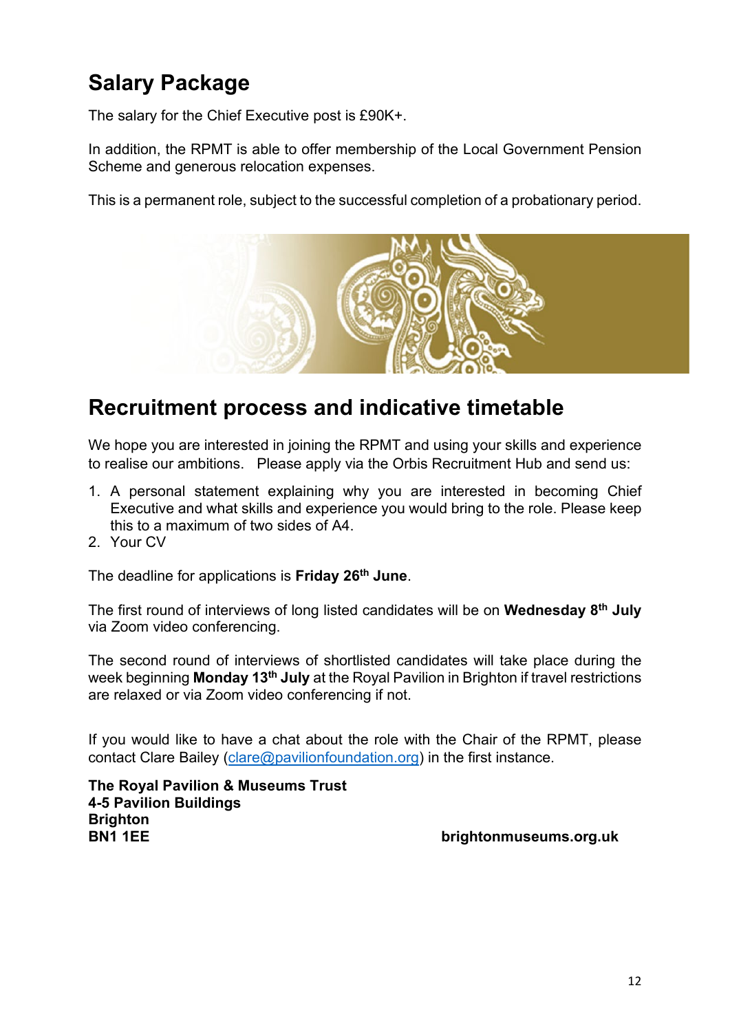## Salary Package

The salary for the Chief Executive post is £90K+.

In addition, the RPMT is able to offer membership of the Local Government Pension Scheme and generous relocation expenses.

This is a permanent role, subject to the successful completion of a probationary period.

## Recruitment process and indicative timetable

We hope you are interested in joining the RPMT and using your skills and experience to realise our ambitions. Please apply via the Orbis Recruitment Hub and send us:

1. A personal statement explaining why you are interested in becoming Chief Executive and what skills and experience you would bring to the role. Please keep this to a maximum of two sides of A4.
2. Your CV

The deadline for applications is **Friday 26th June**.

The first round of interviews of long listed candidates will be on **Wednesday 8th July** via Zoom video conferencing.

The second round of interviews of shortlisted candidates will take place during the week beginning **Monday 13th July** at the Royal Pavilion in Brighton if travel restrictions are relaxed or via Zoom video conferencing if not.

If you would like to have a chat about the role with the Chair of the RPMT, please contact Clare Bailey (clare@pavilionfoundation.org) in the first instance.

**The Royal Pavilion & Museums Trust**
**4-5 Pavilion Buildings**
**Brighton**
**BN1 1EE**

**brightonmuseums.org.uk**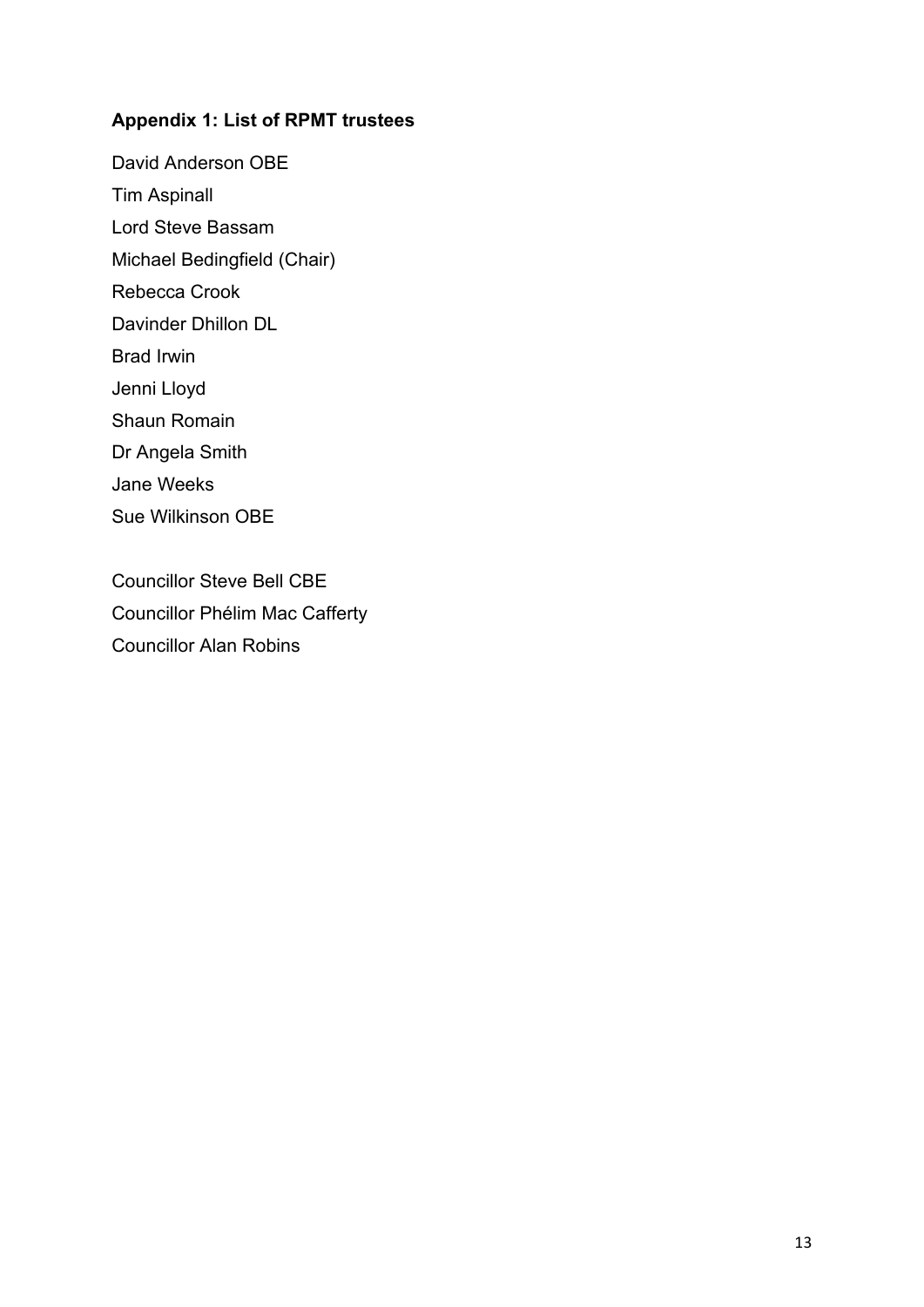**Appendix 1: List of RPMT trustees**

David Anderson OBE

Tim Aspinall

Lord Steve Bassam

Michael Bedingfield (Chair)

Rebecca Crook

Davinder Dhillon DL

Brad Irwin

Jenni Lloyd

Shaun Romain

Dr Angela Smith

Jane Weeks

Sue Wilkinson OBE

Councillor Steve Bell CBE

Councillor Phélim Mac Cafferty

Councillor Alan Robins